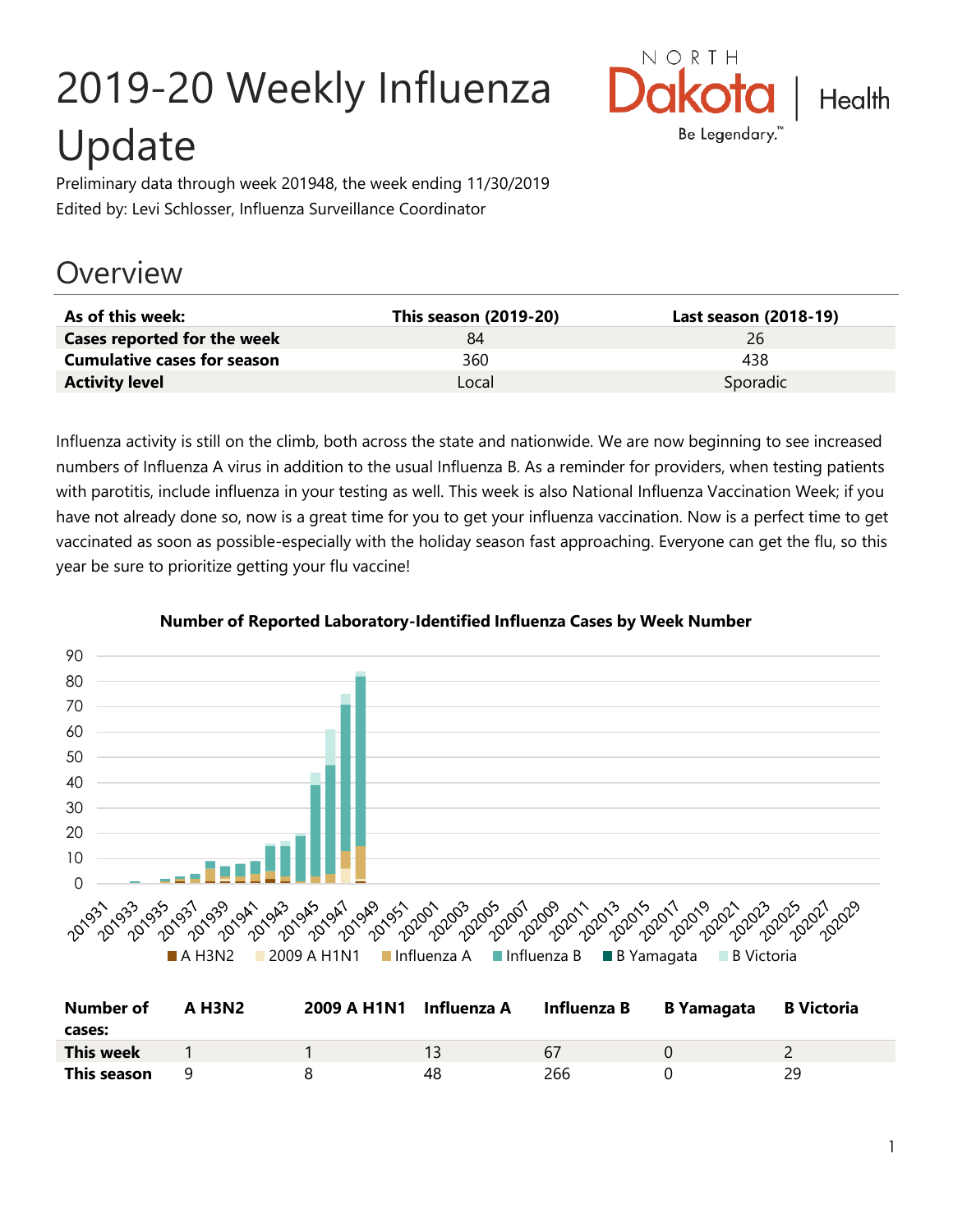# 2019-20 Weekly Influenza Update

Preliminary data through week 201948, the week ending 11/30/2019

Edited by: Levi Schlosser, Influenza Surveillance Coordinator

## Overview

| As of this week: | This season (2019-20) | Last season (2018-19) |
|---|---|---|
| **Cases reported for the week** | 84 | 26 |
| **Cumulative cases for season** | 360 | 438 |
| **Activity level** | Local | Sporadic |

Influenza activity is still on the climb, both across the state and nationwide. We are now beginning to see increased numbers of Influenza A virus in addition to the usual Influenza B. As a reminder for providers, when testing patients with parotitis, include influenza in your testing as well. This week is also National Influenza Vaccination Week; if you have not already done so, now is a great time for you to get your influenza vaccination. Now is a perfect time to get vaccinated as soon as possible-especially with the holiday season fast approaching. Everyone can get the flu, so this year be sure to prioritize getting your flu vaccine!

**Number of Reported Laboratory-Identified Influenza Cases by Week Number**

| Number of cases: | A H3N2 | 2009 A H1N1 | Influenza A | Influenza B | B Yamagata | B Victoria |
|---|---|---|---|---|---|---|
| **This week** | 1 | 1 | 13 | 67 | 0 | 2 |
| **This season** | 9 | 8 | 48 | 266 | 0 | 29 |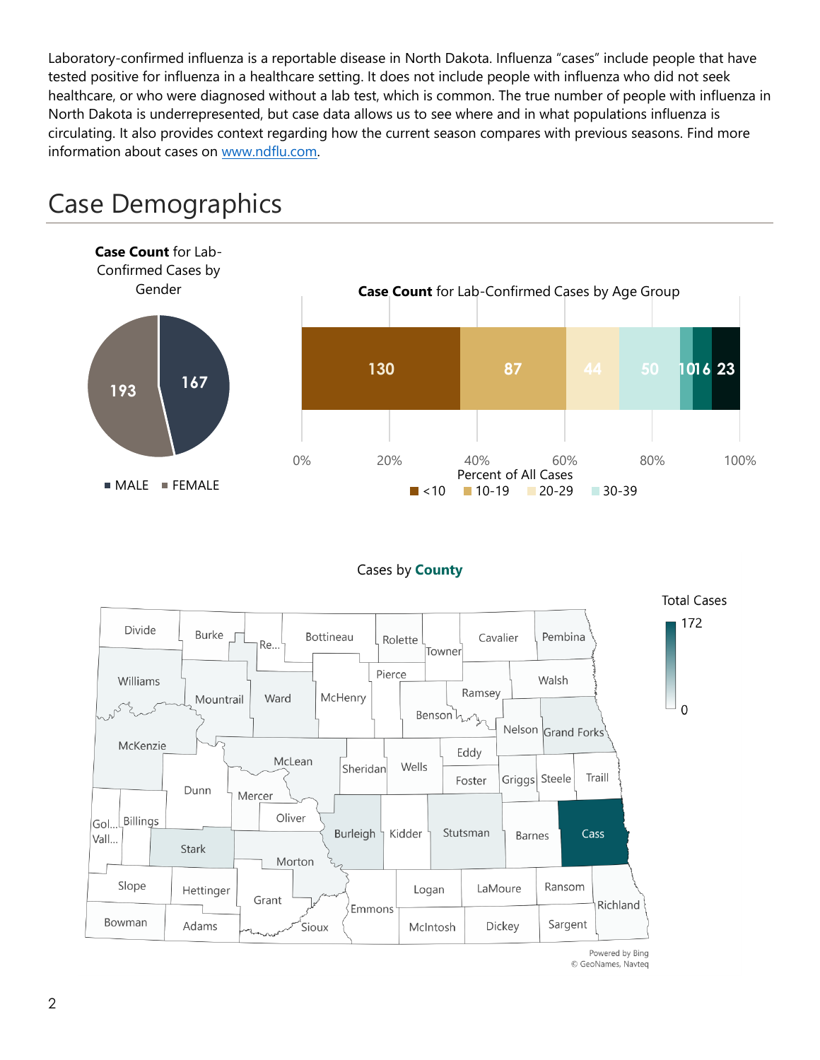Laboratory-confirmed influenza is a reportable disease in North Dakota. Influenza "cases" include people that have tested positive for influenza in a healthcare setting. It does not include people with influenza who did not seek healthcare, or who were diagnosed without a lab test, which is common. The true number of people with influenza in North Dakota is underrepresented, but case data allows us to see where and in what populations influenza is circulating. It also provides context regarding how the current season compares with previous seasons. Find more information about cases on www.ndflu.com.

# Case Demographics

**Case Count** for Lab-Confirmed Cases by Gender

| Gender | Cases |
|---|---|
| MALE | 167 |
| FEMALE | 193 |

**Case Count** for Lab-Confirmed Cases by Age Group

| <10 | 10-19 | 20-29 | 30-39 | | | |
|---|---|---|---|---|---|---|
| 130 | 87 | 44 | 50 | 10 | 16 | 23 |

Percent of All Cases

Cases by **County**

Total Cases: 0 – 172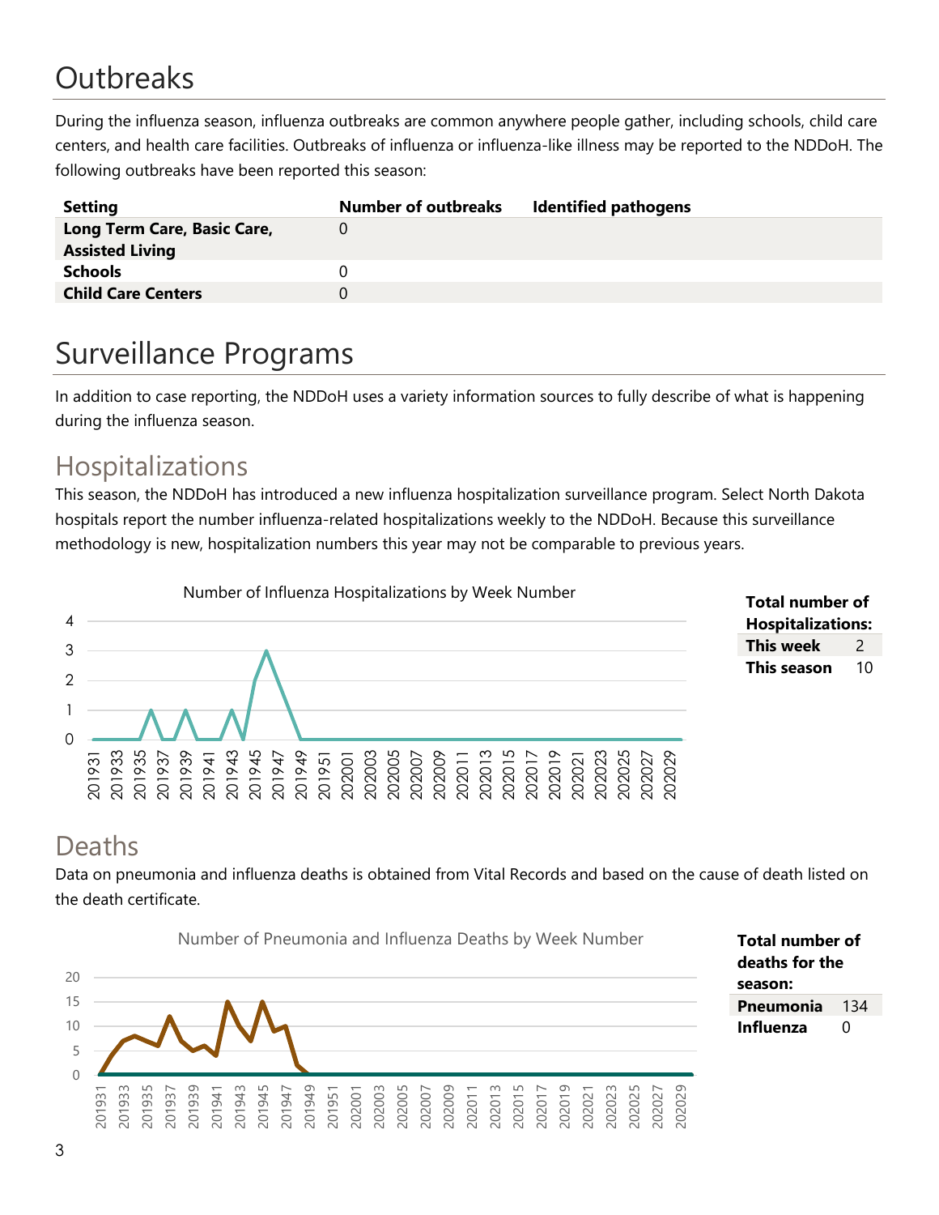# Outbreaks

During the influenza season, influenza outbreaks are common anywhere people gather, including schools, child care centers, and health care facilities. Outbreaks of influenza or influenza-like illness may be reported to the NDDoH. The following outbreaks have been reported this season:

| Setting | Number of outbreaks | Identified pathogens |
|---|---|---|
| **Long Term Care, Basic Care, Assisted Living** | 0 | |
| **Schools** | 0 | |
| **Child Care Centers** | 0 | |

# Surveillance Programs

In addition to case reporting, the NDDoH uses a variety information sources to fully describe of what is happening during the influenza season.

## Hospitalizations

This season, the NDDoH has introduced a new influenza hospitalization surveillance program. Select North Dakota hospitals report the number influenza-related hospitalizations weekly to the NDDoH. Because this surveillance methodology is new, hospitalization numbers this year may not be comparable to previous years.

Number of Influenza Hospitalizations by Week Number

| Total number of Hospitalizations: | |
|---|---|
| **This week** | 2 |
| **This season** | 10 |

## Deaths

Data on pneumonia and influenza deaths is obtained from Vital Records and based on the cause of death listed on the death certificate.

Number of Pneumonia and Influenza Deaths by Week Number

| Total number of deaths for the season: | |
|---|---|
| **Pneumonia** | 134 |
| **Influenza** | 0 |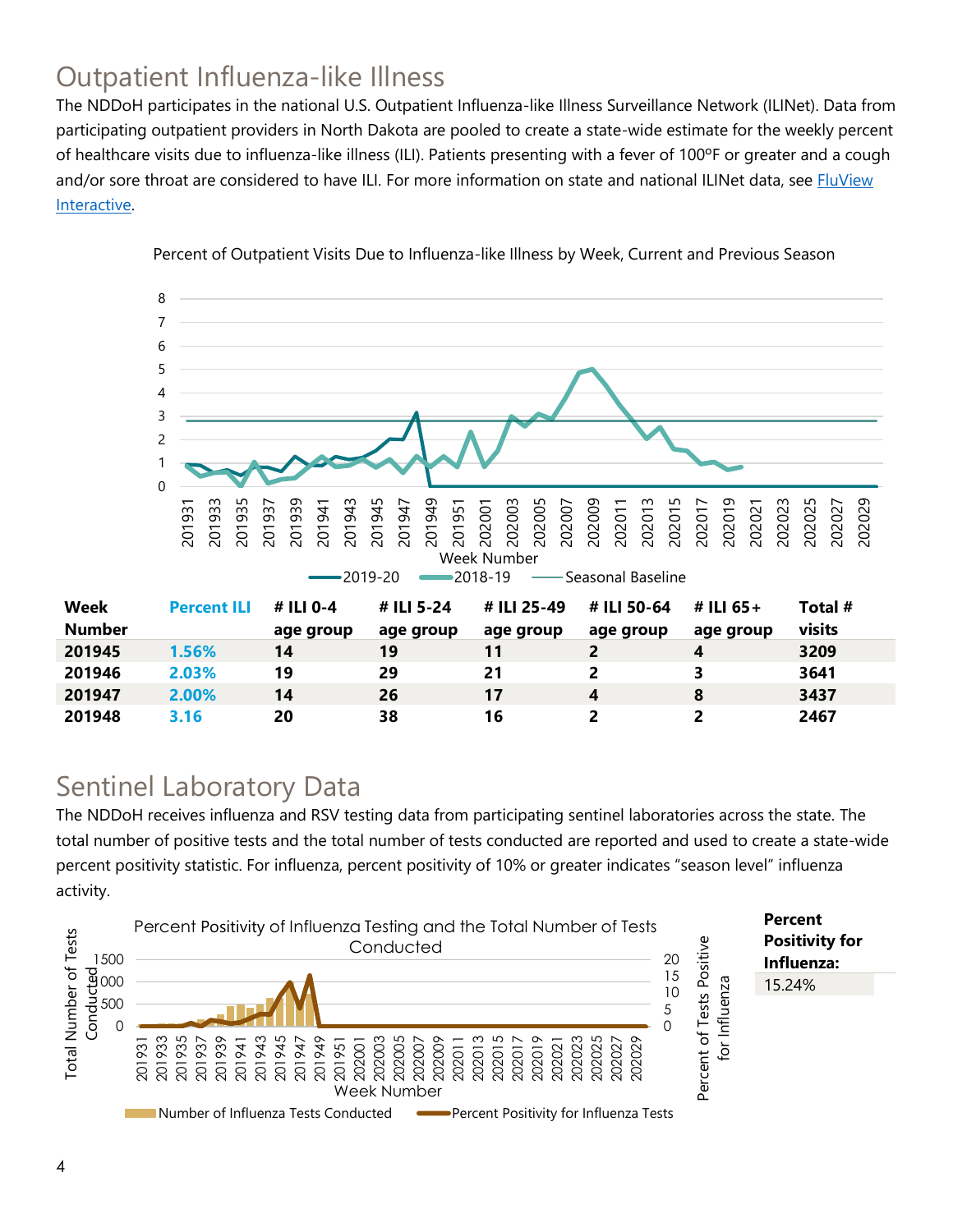## Outpatient Influenza-like Illness

The NDDoH participates in the national U.S. Outpatient Influenza-like Illness Surveillance Network (ILINet). Data from participating outpatient providers in North Dakota are pooled to create a state-wide estimate for the weekly percent of healthcare visits due to influenza-like illness (ILI). Patients presenting with a fever of 100ºF or greater and a cough and/or sore throat are considered to have ILI. For more information on state and national ILINet data, see FluView Interactive.

Percent of Outpatient Visits Due to Influenza-like Illness by Week, Current and Previous Season

| Week Number | Percent ILI | # ILI 0-4 age group | # ILI 5-24 age group | # ILI 25-49 age group | # ILI 50-64 age group | # ILI 65+ age group | Total # visits |
|---|---|---|---|---|---|---|---|
| 201945 | 1.56% | 14 | 19 | 11 | 2 | 4 | 3209 |
| 201946 | 2.03% | 19 | 29 | 21 | 2 | 3 | 3641 |
| 201947 | 2.00% | 14 | 26 | 17 | 4 | 8 | 3437 |
| 201948 | 3.16 | 20 | 38 | 16 | 2 | 2 | 2467 |

## Sentinel Laboratory Data

The NDDoH receives influenza and RSV testing data from participating sentinel laboratories across the state. The total number of positive tests and the total number of tests conducted are reported and used to create a state-wide percent positivity statistic. For influenza, percent positivity of 10% or greater indicates "season level" influenza activity.

Percent Positivity of Influenza Testing and the Total Number of Tests Conducted

| Percent Positivity for Influenza: |
|---|
| 15.24% |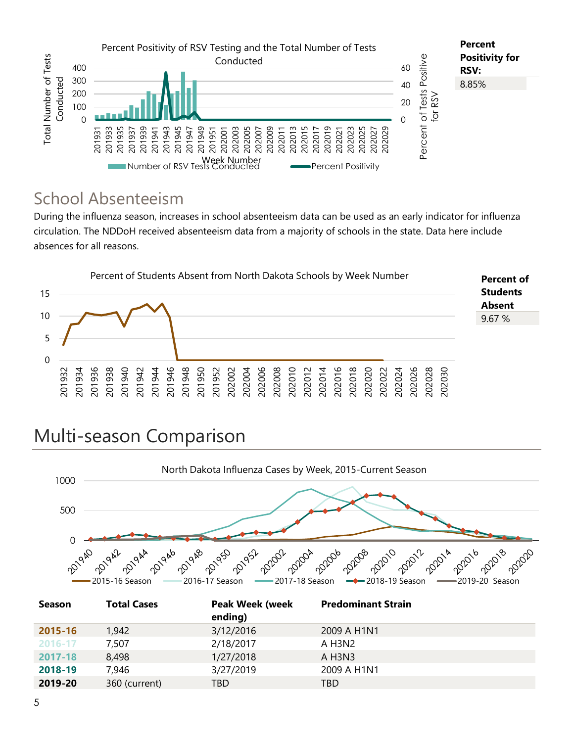Percent Positivity of RSV Testing and the Total Number of Tests Conducted

**Percent Positivity for RSV:**

8.85%

## School Absenteeism

During the influenza season, increases in school absenteeism data can be used as an early indicator for influenza circulation. The NDDoH received absenteeism data from a majority of schools in the state. Data here include absences for all reasons.

Percent of Students Absent from North Dakota Schools by Week Number

**Percent of Students Absent**

9.67 %

# Multi-season Comparison

North Dakota Influenza Cases by Week, 2015-Current Season

| Season | Total Cases | Peak Week (week ending) | Predominant Strain |
|---|---|---|---|
| **2015-16** | 1,942 | 3/12/2016 | 2009 A H1N1 |
| **2016-17** | 7,507 | 2/18/2017 | A H3N2 |
| **2017-18** | 8,498 | 1/27/2018 | A H3N3 |
| **2018-19** | 7,946 | 3/27/2019 | 2009 A H1N1 |
| **2019-20** | 360 (current) | TBD | TBD |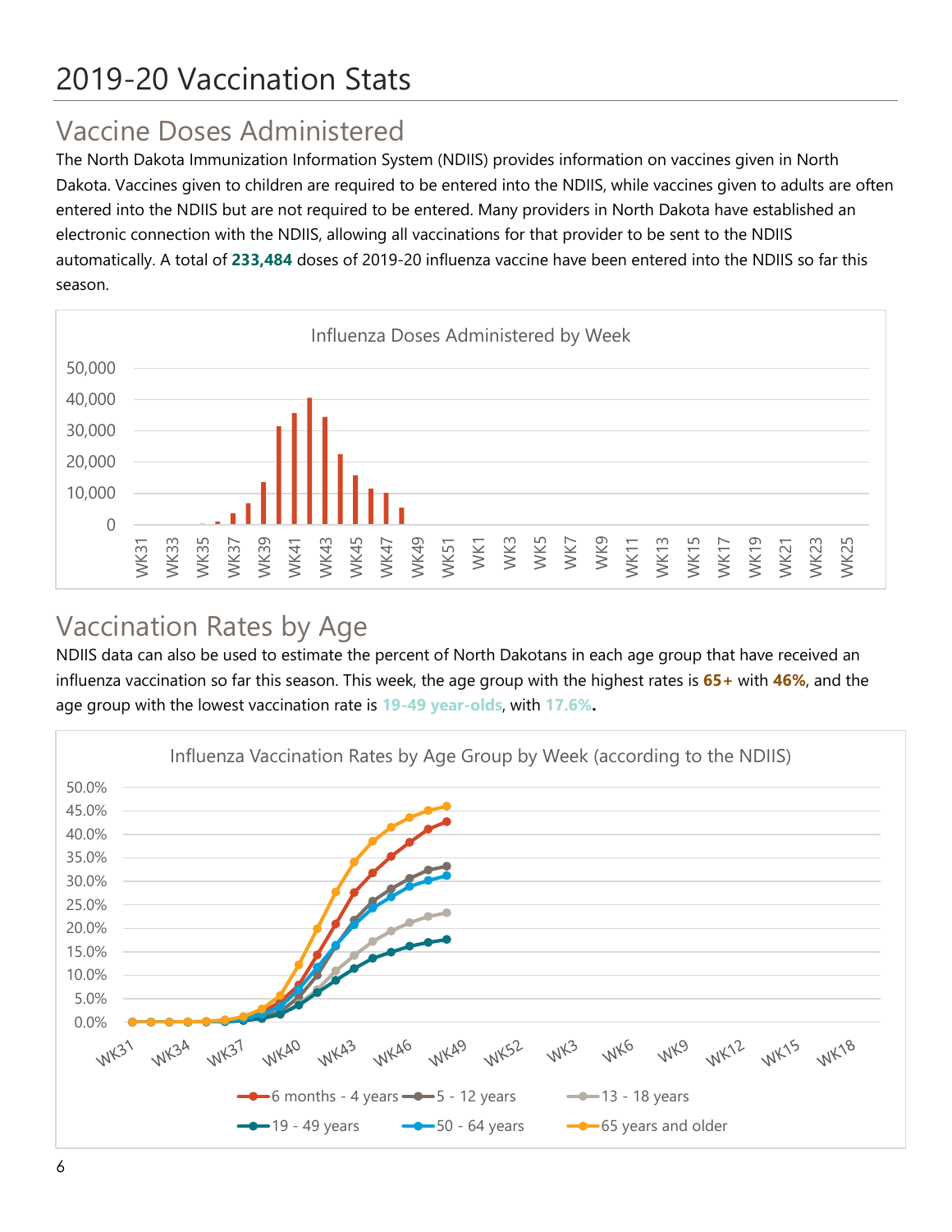# 2019-20 Vaccination Stats

## Vaccine Doses Administered

The North Dakota Immunization Information System (NDIIS) provides information on vaccines given in North Dakota. Vaccines given to children are required to be entered into the NDIIS, while vaccines given to adults are often entered into the NDIIS but are not required to be entered. Many providers in North Dakota have established an electronic connection with the NDIIS, allowing all vaccinations for that provider to be sent to the NDIIS automatically. A total of **233,484** doses of 2019-20 influenza vaccine have been entered into the NDIIS so far this season.

Influenza Doses Administered by Week

50,000
40,000
30,000
20,000
10,000
0

WK31 WK33 WK35 WK37 WK39 WK41 WK43 WK45 WK47 WK49 WK51 WK1 WK3 WK5 WK7 WK9 WK11 WK13 WK15 WK17 WK19 WK21 WK23 WK25

## Vaccination Rates by Age

NDIIS data can also be used to estimate the percent of North Dakotans in each age group that have received an influenza vaccination so far this season. This week, the age group with the highest rates is **65+** with **46%**, and the age group with the lowest vaccination rate is **19-49 year-olds**, with **17.6%**.

Influenza Vaccination Rates by Age Group by Week (according to the NDIIS)

50.0%
45.0%
40.0%
35.0%
30.0%
25.0%
20.0%
15.0%
10.0%
5.0%
0.0%

WK31 WK34 WK37 WK40 WK43 WK46 WK49 WK52 WK3 WK6 WK9 WK12 WK15 WK18

6 months - 4 years
5 - 12 years
13 - 18 years
19 - 49 years
50 - 64 years
65 years and older